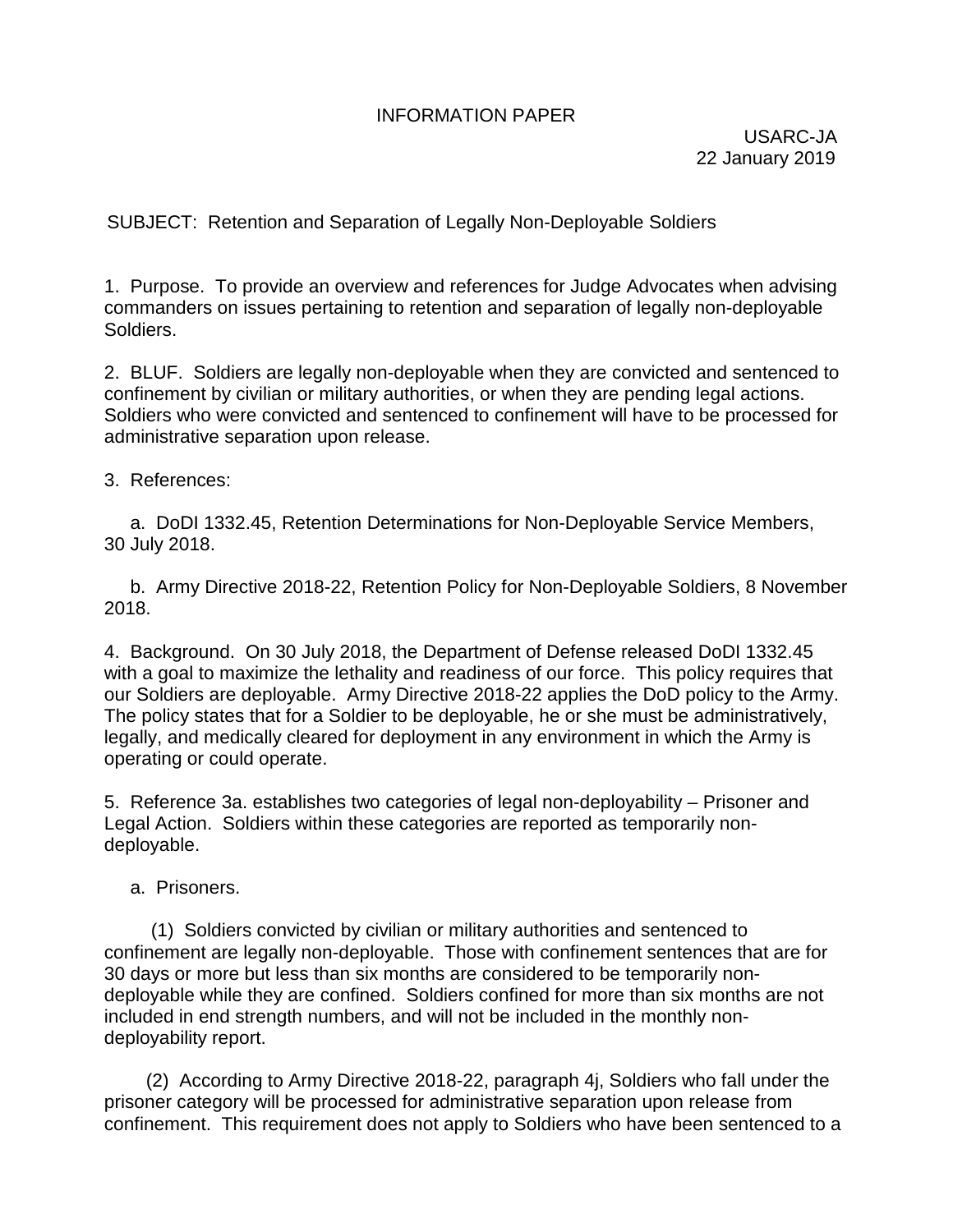INFORMATION PAPER

USARC-JA
22 January 2019

SUBJECT: Retention and Separation of Legally Non-Deployable Soldiers

1. Purpose. To provide an overview and references for Judge Advocates when advising commanders on issues pertaining to retention and separation of legally non-deployable Soldiers.

2. BLUF. Soldiers are legally non-deployable when they are convicted and sentenced to confinement by civilian or military authorities, or when they are pending legal actions. Soldiers who were convicted and sentenced to confinement will have to be processed for administrative separation upon release.

3. References:

a. DoDI 1332.45, Retention Determinations for Non-Deployable Service Members, 30 July 2018.

b. Army Directive 2018-22, Retention Policy for Non-Deployable Soldiers, 8 November 2018.

4. Background. On 30 July 2018, the Department of Defense released DoDI 1332.45 with a goal to maximize the lethality and readiness of our force. This policy requires that our Soldiers are deployable. Army Directive 2018-22 applies the DoD policy to the Army. The policy states that for a Soldier to be deployable, he or she must be administratively, legally, and medically cleared for deployment in any environment in which the Army is operating or could operate.

5. Reference 3a. establishes two categories of legal non-deployability – Prisoner and Legal Action. Soldiers within these categories are reported as temporarily non-deployable.

a. Prisoners.

(1) Soldiers convicted by civilian or military authorities and sentenced to confinement are legally non-deployable. Those with confinement sentences that are for 30 days or more but less than six months are considered to be temporarily non-deployable while they are confined. Soldiers confined for more than six months are not included in end strength numbers, and will not be included in the monthly non-deployability report.

(2) According to Army Directive 2018-22, paragraph 4j, Soldiers who fall under the prisoner category will be processed for administrative separation upon release from confinement. This requirement does not apply to Soldiers who have been sentenced to a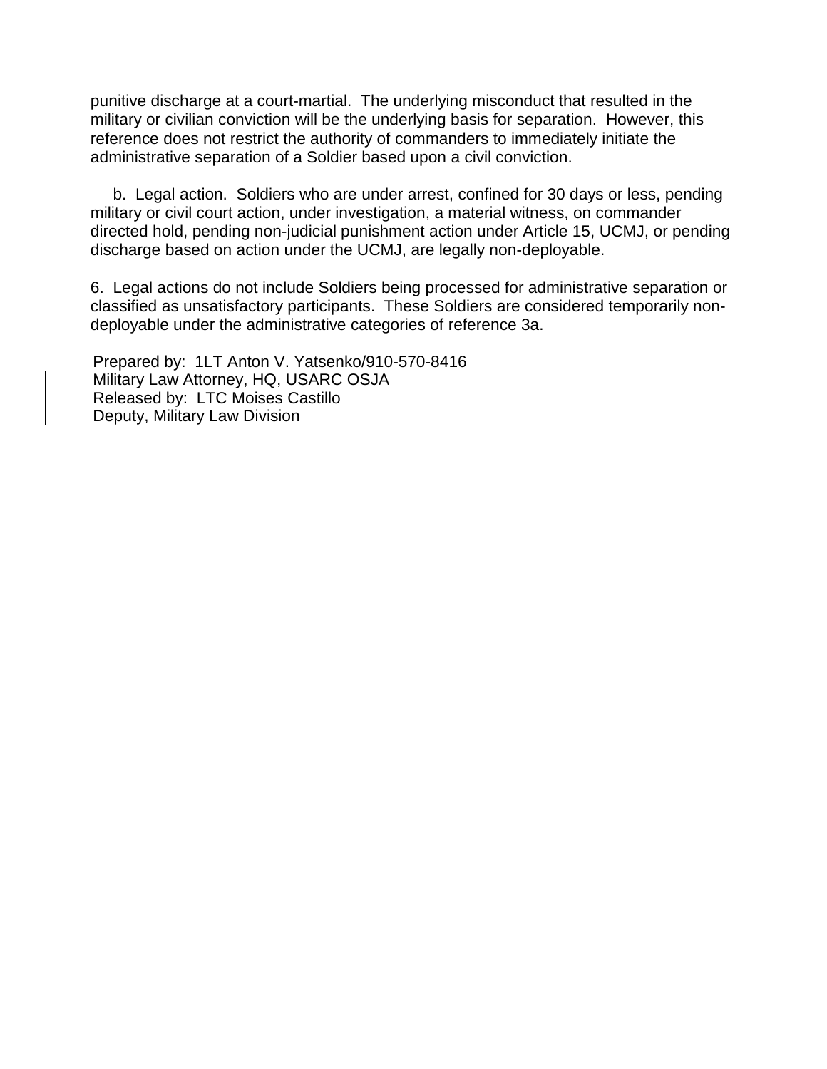punitive discharge at a court-martial. The underlying misconduct that resulted in the military or civilian conviction will be the underlying basis for separation. However, this reference does not restrict the authority of commanders to immediately initiate the administrative separation of a Soldier based upon a civil conviction.

b. Legal action. Soldiers who are under arrest, confined for 30 days or less, pending military or civil court action, under investigation, a material witness, on commander directed hold, pending non-judicial punishment action under Article 15, UCMJ, or pending discharge based on action under the UCMJ, are legally non-deployable.

6. Legal actions do not include Soldiers being processed for administrative separation or classified as unsatisfactory participants. These Soldiers are considered temporarily non-deployable under the administrative categories of reference 3a.

Prepared by: 1LT Anton V. Yatsenko/910-570-8416
Military Law Attorney, HQ, USARC OSJA
Released by: LTC Moises Castillo
Deputy, Military Law Division